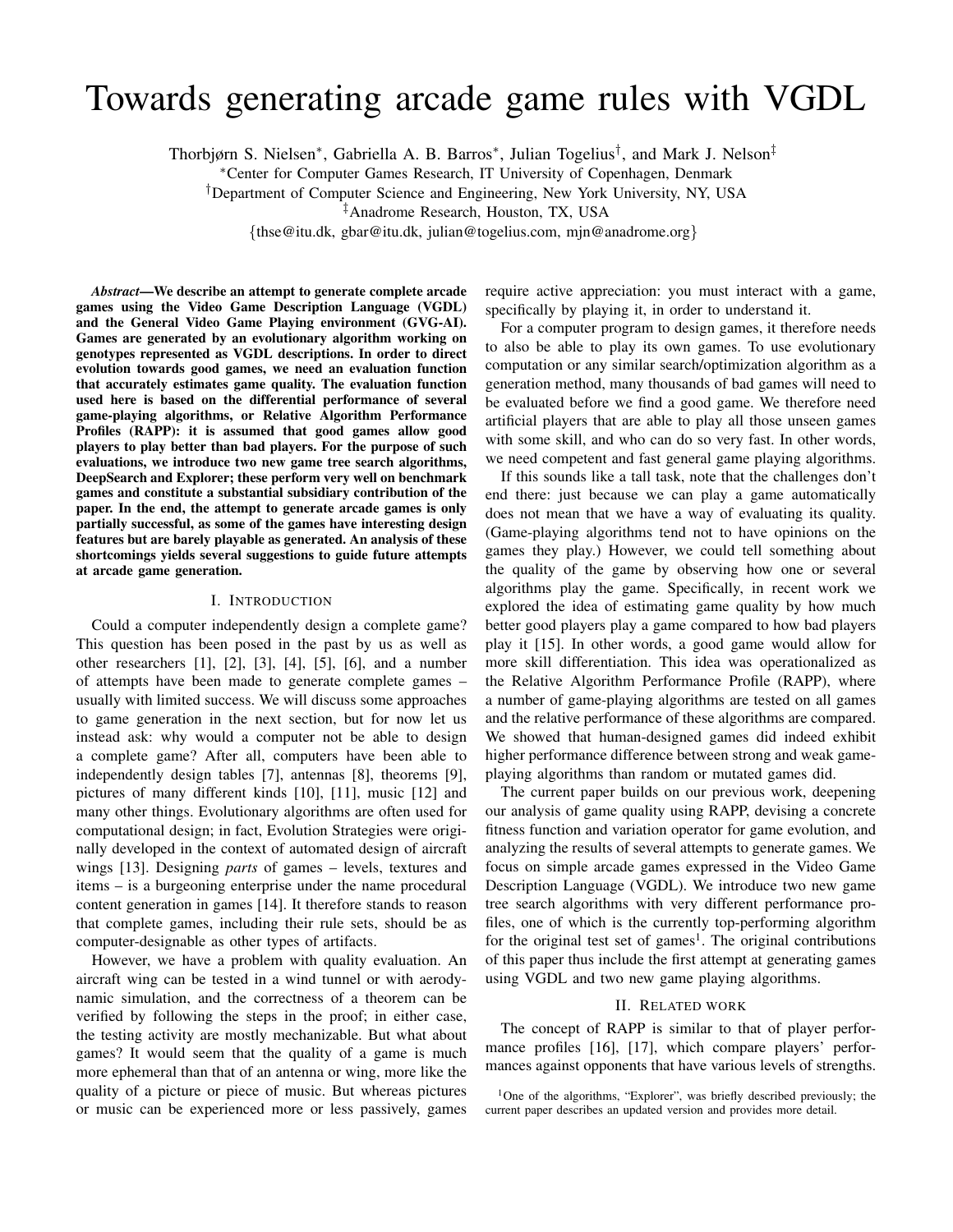# Towards generating arcade game rules with VGDL

Thorbjørn S. Nielsen*, Gabriella A. B. Barros*, Julian Togelius†, and Mark J. Nelson‡

*Center for Computer Games Research, IT University of Copenhagen, Denmark

†Department of Computer Science and Engineering, New York University, NY, USA

‡Anadrome Research, Houston, TX, USA

{thse@itu.dk, gbar@itu.dk, julian@togelius.com, mjn@anadrome.org}

***Abstract*—We describe an attempt to generate complete arcade games using the Video Game Description Language (VGDL) and the General Video Game Playing environment (GVG-AI). Games are generated by an evolutionary algorithm working on genotypes represented as VGDL descriptions. In order to direct evolution towards good games, we need an evaluation function that accurately estimates game quality. The evaluation function used here is based on the differential performance of several game-playing algorithms, or Relative Algorithm Performance Profiles (RAPP): it is assumed that good games allow good players to play better than bad players. For the purpose of such evaluations, we introduce two new game tree search algorithms, DeepSearch and Explorer; these perform very well on benchmark games and constitute a substantial subsidiary contribution of the paper. In the end, the attempt to generate arcade games is only partially successful, as some of the games have interesting design features but are barely playable as generated. An analysis of these shortcomings yields several suggestions to guide future attempts at arcade game generation.**

## I. Introduction

Could a computer independently design a complete game? This question has been posed in the past by us as well as other researchers [1], [2], [3], [4], [5], [6], and a number of attempts have been made to generate complete games – usually with limited success. We will discuss some approaches to game generation in the next section, but for now let us instead ask: why would a computer not be able to design a complete game? After all, computers have been able to independently design tables [7], antennas [8], theorems [9], pictures of many different kinds [10], [11], music [12] and many other things. Evolutionary algorithms are often used for computational design; in fact, Evolution Strategies were originally developed in the context of automated design of aircraft wings [13]. Designing *parts* of games – levels, textures and items – is a burgeoning enterprise under the name procedural content generation in games [14]. It therefore stands to reason that complete games, including their rule sets, should be as computer-designable as other types of artifacts.

However, we have a problem with quality evaluation. An aircraft wing can be tested in a wind tunnel or with aerodynamic simulation, and the correctness of a theorem can be verified by following the steps in the proof; in either case, the testing activity are mostly mechanizable. But what about games? It would seem that the quality of a game is much more ephemeral than that of an antenna or wing, more like the quality of a picture or piece of music. But whereas pictures or music can be experienced more or less passively, games require active appreciation: you must interact with a game, specifically by playing it, in order to understand it.

For a computer program to design games, it therefore needs to also be able to play its own games. To use evolutionary computation or any similar search/optimization algorithm as a generation method, many thousands of bad games will need to be evaluated before we find a good game. We therefore need artificial players that are able to play all those unseen games with some skill, and who can do so very fast. In other words, we need competent and fast general game playing algorithms.

If this sounds like a tall task, note that the challenges don't end there: just because we can play a game automatically does not mean that we have a way of evaluating its quality. (Game-playing algorithms tend not to have opinions on the games they play.) However, we could tell something about the quality of the game by observing how one or several algorithms play the game. Specifically, in recent work we explored the idea of estimating game quality by how much better good players play a game compared to how bad players play it [15]. In other words, a good game would allow for more skill differentiation. This idea was operationalized as the Relative Algorithm Performance Profile (RAPP), where a number of game-playing algorithms are tested on all games and the relative performance of these algorithms are compared. We showed that human-designed games did indeed exhibit higher performance difference between strong and weak game-playing algorithms than random or mutated games did.

The current paper builds on our previous work, deepening our analysis of game quality using RAPP, devising a concrete fitness function and variation operator for game evolution, and analyzing the results of several attempts to generate games. We focus on simple arcade games expressed in the Video Game Description Language (VGDL). We introduce two new game tree search algorithms with very different performance profiles, one of which is the currently top-performing algorithm for the original test set of games[1]. The original contributions of this paper thus include the first attempt at generating games using VGDL and two new game playing algorithms.

## II. Related work

The concept of RAPP is similar to that of player performance profiles [16], [17], which compare players' performances against opponents that have various levels of strengths.

[1]One of the algorithms, "Explorer", was briefly described previously; the current paper describes an updated version and provides more detail.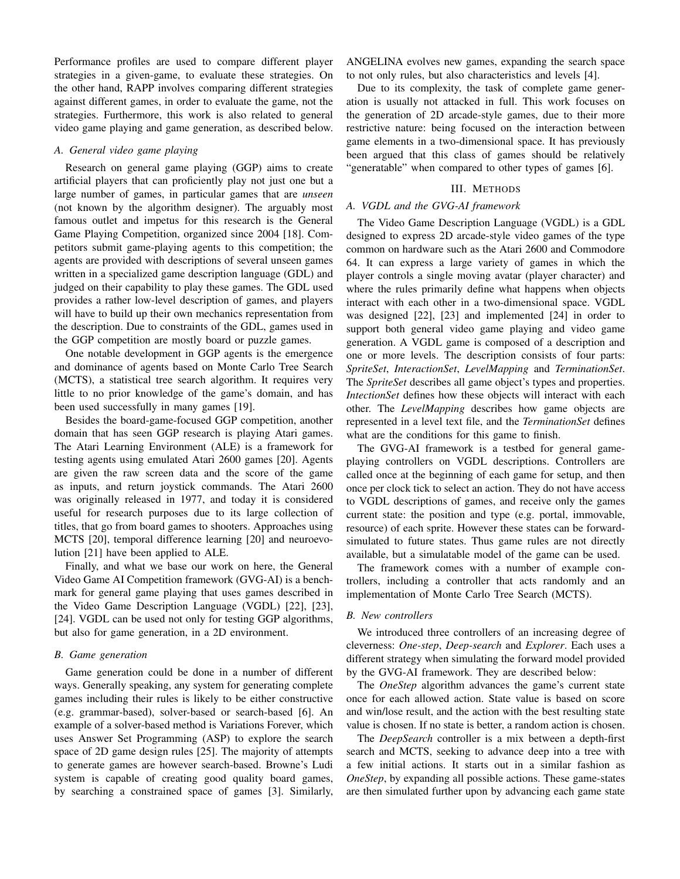Performance profiles are used to compare different player strategies in a given-game, to evaluate these strategies. On the other hand, RAPP involves comparing different strategies against different games, in order to evaluate the game, not the strategies. Furthermore, this work is also related to general video game playing and game generation, as described below.

### A. General video game playing

Research on general game playing (GGP) aims to create artificial players that can proficiently play not just one but a large number of games, in particular games that are *unseen* (not known by the algorithm designer). The arguably most famous outlet and impetus for this research is the General Game Playing Competition, organized since 2004 [18]. Competitors submit game-playing agents to this competition; the agents are provided with descriptions of several unseen games written in a specialized game description language (GDL) and judged on their capability to play these games. The GDL used provides a rather low-level description of games, and players will have to build up their own mechanics representation from the description. Due to constraints of the GDL, games used in the GGP competition are mostly board or puzzle games.

One notable development in GGP agents is the emergence and dominance of agents based on Monte Carlo Tree Search (MCTS), a statistical tree search algorithm. It requires very little to no prior knowledge of the game's domain, and has been used successfully in many games [19].

Besides the board-game-focused GGP competition, another domain that has seen GGP research is playing Atari games. The Atari Learning Environment (ALE) is a framework for testing agents using emulated Atari 2600 games [20]. Agents are given the raw screen data and the score of the game as inputs, and return joystick commands. The Atari 2600 was originally released in 1977, and today it is considered useful for research purposes due to its large collection of titles, that go from board games to shooters. Approaches using MCTS [20], temporal difference learning [20] and neuroevolution [21] have been applied to ALE.

Finally, and what we base our work on here, the General Video Game AI Competition framework (GVG-AI) is a benchmark for general game playing that uses games described in the Video Game Description Language (VGDL) [22], [23], [24]. VGDL can be used not only for testing GGP algorithms, but also for game generation, in a 2D environment.

### B. Game generation

Game generation could be done in a number of different ways. Generally speaking, any system for generating complete games including their rules is likely to be either constructive (e.g. grammar-based), solver-based or search-based [6]. An example of a solver-based method is Variations Forever, which uses Answer Set Programming (ASP) to explore the search space of 2D game design rules [25]. The majority of attempts to generate games are however search-based. Browne's Ludi system is capable of creating good quality board games, by searching a constrained space of games [3]. Similarly, ANGELINA evolves new games, expanding the search space to not only rules, but also characteristics and levels [4].

Due to its complexity, the task of complete game generation is usually not attacked in full. This work focuses on the generation of 2D arcade-style games, due to their more restrictive nature: being focused on the interaction between game elements in a two-dimensional space. It has previously been argued that this class of games should be relatively "generatable" when compared to other types of games [6].

## III. Methods

### A. VGDL and the GVG-AI framework

The Video Game Description Language (VGDL) is a GDL designed to express 2D arcade-style video games of the type common on hardware such as the Atari 2600 and Commodore 64. It can express a large variety of games in which the player controls a single moving avatar (player character) and where the rules primarily define what happens when objects interact with each other in a two-dimensional space. VGDL was designed [22], [23] and implemented [24] in order to support both general video game playing and video game generation. A VGDL game is composed of a description and one or more levels. The description consists of four parts: *SpriteSet*, *InteractionSet*, *LevelMapping* and *TerminationSet*. The *SpriteSet* describes all game object's types and properties. *IntectionSet* defines how these objects will interact with each other. The *LevelMapping* describes how game objects are represented in a level text file, and the *TerminationSet* defines what are the conditions for this game to finish.

The GVG-AI framework is a testbed for general game-playing controllers on VGDL descriptions. Controllers are called once at the beginning of each game for setup, and then once per clock tick to select an action. They do not have access to VGDL descriptions of games, and receive only the games current state: the position and type (e.g. portal, immovable, resource) of each sprite. However these states can be forward-simulated to future states. Thus game rules are not directly available, but a simulatable model of the game can be used.

The framework comes with a number of example controllers, including a controller that acts randomly and an implementation of Monte Carlo Tree Search (MCTS).

### B. New controllers

We introduced three controllers of an increasing degree of cleverness: *One-step*, *Deep-search* and *Explorer*. Each uses a different strategy when simulating the forward model provided by the GVG-AI framework. They are described below:

The *OneStep* algorithm advances the game's current state once for each allowed action. State value is based on score and win/lose result, and the action with the best resulting state value is chosen. If no state is better, a random action is chosen.

The *DeepSearch* controller is a mix between a depth-first search and MCTS, seeking to advance deep into a tree with a few initial actions. It starts out in a similar fashion as *OneStep*, by expanding all possible actions. These game-states are then simulated further upon by advancing each game state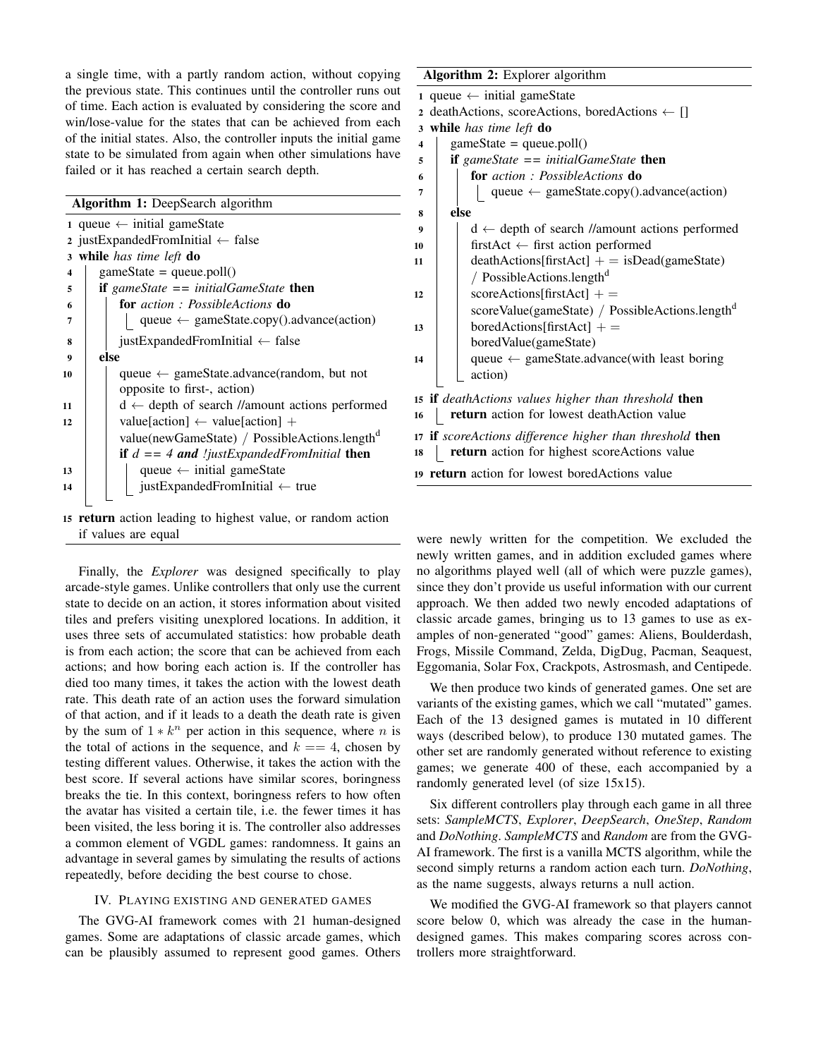a single time, with a partly random action, without copying the previous state. This continues until the controller runs out of time. Each action is evaluated by considering the score and win/lose-value for the states that can be achieved from each of the initial states. Also, the controller inputs the initial game state to be simulated from again when other simulations have failed or it has reached a certain search depth.

**Algorithm 1:** DeepSearch algorithm

```
1  queue ← initial gameState
2  justExpandedFromInitial ← false
3  while has time left do
4      gameState = queue.poll()
5      if gameState == initialGameState then
6          for action : PossibleActions do
7              queue ← gameState.copy().advance(action)
8          justExpandedFromInitial ← false
9      else
10         queue ← gameState.advance(random, but not
           opposite to first-, action)
11         d ← depth of search //amount actions performed
12         value[action] ← value[action] +
           value(newGameState) / PossibleActions.length^d
           if d == 4 and !justExpandedFromInitial then
13             queue ← initial gameState
14             justExpandedFromInitial ← true
15 return action leading to highest value, or random action
   if values are equal
```

Finally, the *Explorer* was designed specifically to play arcade-style games. Unlike controllers that only use the current state to decide on an action, it stores information about visited tiles and prefers visiting unexplored locations. In addition, it uses three sets of accumulated statistics: how probable death is from each action; the score that can be achieved from each actions; and how boring each action is. If the controller has died too many times, it takes the action with the lowest death rate. This death rate of an action uses the forward simulation of that action, and if it leads to a death the death rate is given by the sum of $1 * k^n$ per action in this sequence, where $n$ is the total of actions in the sequence, and $k == 4$, chosen by testing different values. Otherwise, it takes the action with the best score. If several actions have similar scores, boringness breaks the tie. In this context, boringness refers to how often the avatar has visited a certain tile, i.e. the fewer times it has been visited, the less boring it is. The controller also addresses a common element of VGDL games: randomness. It gains an advantage in several games by simulating the results of actions repeatedly, before deciding the best course to chose.

**Algorithm 2:** Explorer algorithm

```
1  queue ← initial gameState
2  deathActions, scoreActions, boredActions ← []
3  while has time left do
4      gameState = queue.poll()
5      if gameState == initialGameState then
6          for action : PossibleActions do
7              queue ← gameState.copy().advance(action)
8      else
9          d ← depth of search //amount actions performed
10         firstAct ← first action performed
11         deathActions[firstAct] += isDead(gameState)
           / PossibleActions.length^d
12         scoreActions[firstAct] +=
           scoreValue(gameState) / PossibleActions.length^d
13         boredActions[firstAct] +=
           boredValue(gameState)
14         queue ← gameState.advance(with least boring
           action)
15 if deathActions values higher than threshold then
16     return action for lowest deathAction value
17 if scoreActions difference higher than threshold then
18     return action for highest scoreActions value
19 return action for lowest boredActions value
```

## IV. Playing existing and generated games

The GVG-AI framework comes with 21 human-designed games. Some are adaptations of classic arcade games, which can be plausibly assumed to represent good games. Others were newly written for the competition. We excluded the newly written games, and in addition excluded games where no algorithms played well (all of which were puzzle games), since they don't provide us useful information with our current approach. We then added two newly encoded adaptations of classic arcade games, bringing us to 13 games to use as examples of non-generated "good" games: Aliens, Boulderdash, Frogs, Missile Command, Zelda, DigDug, Pacman, Seaquest, Eggomania, Solar Fox, Crackpots, Astrosmash, and Centipede.

We then produce two kinds of generated games. One set are variants of the existing games, which we call "mutated" games. Each of the 13 designed games is mutated in 10 different ways (described below), to produce 130 mutated games. The other set are randomly generated without reference to existing games; we generate 400 of these, each accompanied by a randomly generated level (of size 15x15).

Six different controllers play through each game in all three sets: *SampleMCTS*, *Explorer*, *DeepSearch*, *OneStep*, *Random* and *DoNothing*. *SampleMCTS* and *Random* are from the GVG-AI framework. The first is a vanilla MCTS algorithm, while the second simply returns a random action each turn. *DoNothing*, as the name suggests, always returns a null action.

We modified the GVG-AI framework so that players cannot score below 0, which was already the case in the human-designed games. This makes comparing scores across controllers more straightforward.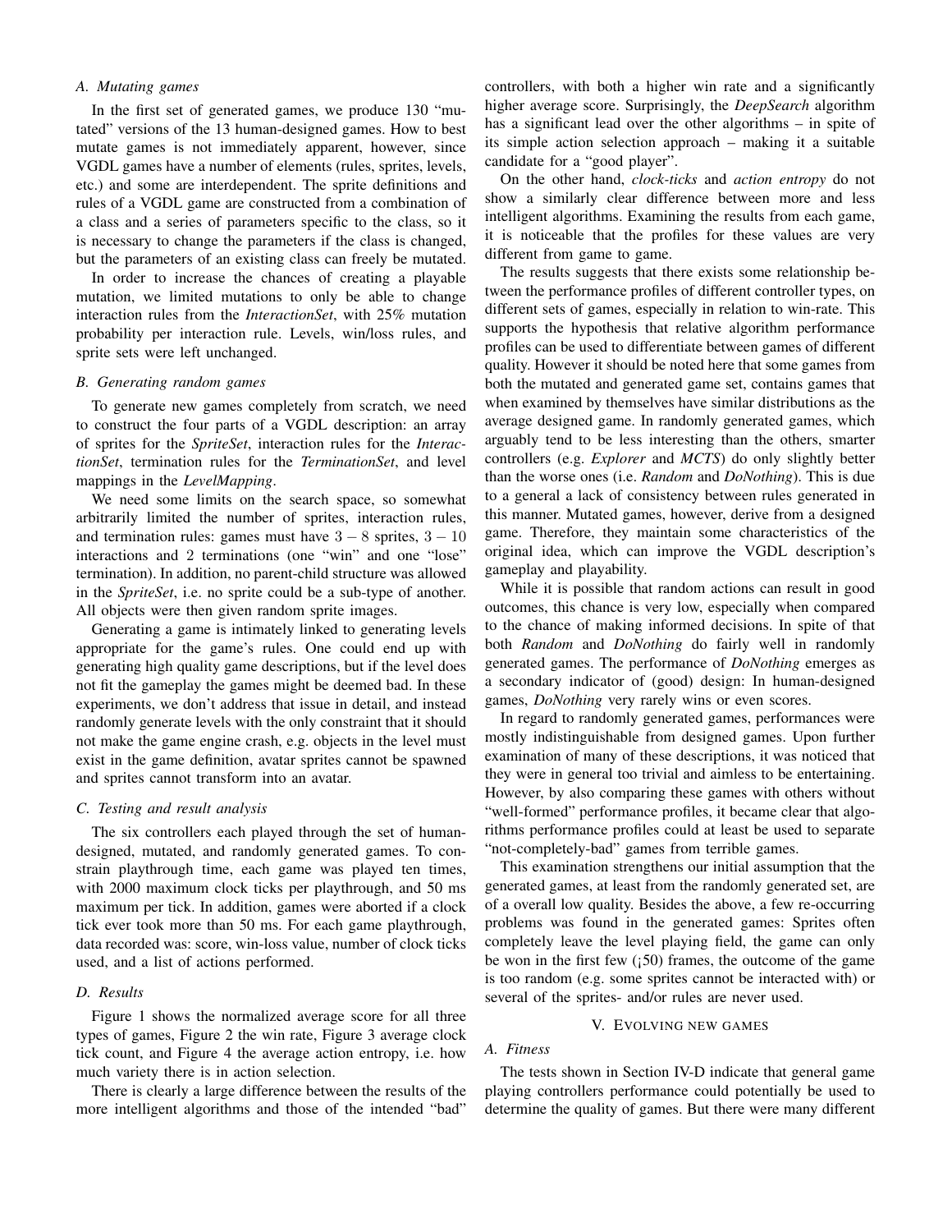### A. Mutating games

In the first set of generated games, we produce 130 "mutated" versions of the 13 human-designed games. How to best mutate games is not immediately apparent, however, since VGDL games have a number of elements (rules, sprites, levels, etc.) and some are interdependent. The sprite definitions and rules of a VGDL game are constructed from a combination of a class and a series of parameters specific to the class, so it is necessary to change the parameters if the class is changed, but the parameters of an existing class can freely be mutated.

In order to increase the chances of creating a playable mutation, we limited mutations to only be able to change interaction rules from the *InteractionSet*, with 25% mutation probability per interaction rule. Levels, win/loss rules, and sprite sets were left unchanged.

### B. Generating random games

To generate new games completely from scratch, we need to construct the four parts of a VGDL description: an array of sprites for the *SpriteSet*, interaction rules for the *InteractionSet*, termination rules for the *TerminationSet*, and level mappings in the *LevelMapping*.

We need some limits on the search space, so somewhat arbitrarily limited the number of sprites, interaction rules, and termination rules: games must have $3-8$ sprites, $3-10$ interactions and 2 terminations (one "win" and one "lose" termination). In addition, no parent-child structure was allowed in the *SpriteSet*, i.e. no sprite could be a sub-type of another. All objects were then given random sprite images.

Generating a game is intimately linked to generating levels appropriate for the game's rules. One could end up with generating high quality game descriptions, but if the level does not fit the gameplay the games might be deemed bad. In these experiments, we don't address that issue in detail, and instead randomly generate levels with the only constraint that it should not make the game engine crash, e.g. objects in the level must exist in the game definition, avatar sprites cannot be spawned and sprites cannot transform into an avatar.

### C. Testing and result analysis

The six controllers each played through the set of human-designed, mutated, and randomly generated games. To constrain playthrough time, each game was played ten times, with 2000 maximum clock ticks per playthrough, and 50 ms maximum per tick. In addition, games were aborted if a clock tick ever took more than 50 ms. For each game playthrough, data recorded was: score, win-loss value, number of clock ticks used, and a list of actions performed.

### D. Results

Figure 1 shows the normalized average score for all three types of games, Figure 2 the win rate, Figure 3 average clock tick count, and Figure 4 the average action entropy, i.e. how much variety there is in action selection.

There is clearly a large difference between the results of the more intelligent algorithms and those of the intended "bad" controllers, with both a higher win rate and a significantly higher average score. Surprisingly, the *DeepSearch* algorithm has a significant lead over the other algorithms – in spite of its simple action selection approach – making it a suitable candidate for a "good player".

On the other hand, *clock-ticks* and *action entropy* do not show a similarly clear difference between more and less intelligent algorithms. Examining the results from each game, it is noticeable that the profiles for these values are very different from game to game.

The results suggests that there exists some relationship between the performance profiles of different controller types, on different sets of games, especially in relation to win-rate. This supports the hypothesis that relative algorithm performance profiles can be used to differentiate between games of different quality. However it should be noted here that some games from both the mutated and generated game set, contains games that when examined by themselves have similar distributions as the average designed game. In randomly generated games, which arguably tend to be less interesting than the others, smarter controllers (e.g. *Explorer* and *MCTS*) do only slightly better than the worse ones (i.e. *Random* and *DoNothing*). This is due to a general a lack of consistency between rules generated in this manner. Mutated games, however, derive from a designed game. Therefore, they maintain some characteristics of the original idea, which can improve the VGDL description's gameplay and playability.

While it is possible that random actions can result in good outcomes, this chance is very low, especially when compared to the chance of making informed decisions. In spite of that both *Random* and *DoNothing* do fairly well in randomly generated games. The performance of *DoNothing* emerges as a secondary indicator of (good) design: In human-designed games, *DoNothing* very rarely wins or even scores.

In regard to randomly generated games, performances were mostly indistinguishable from designed games. Upon further examination of many of these descriptions, it was noticed that they were in general too trivial and aimless to be entertaining. However, by also comparing these games with others without "well-formed" performance profiles, it became clear that algorithms performance profiles could at least be used to separate "not-completely-bad" games from terrible games.

This examination strengthens our initial assumption that the generated games, at least from the randomly generated set, are of a overall low quality. Besides the above, a few re-occurring problems was found in the generated games: Sprites often completely leave the level playing field, the game can only be won in the first few (¡50) frames, the outcome of the game is too random (e.g. some sprites cannot be interacted with) or several of the sprites- and/or rules are never used.

## V. Evolving new games

### A. Fitness

The tests shown in Section IV-D indicate that general game playing controllers performance could potentially be used to determine the quality of games. But there were many different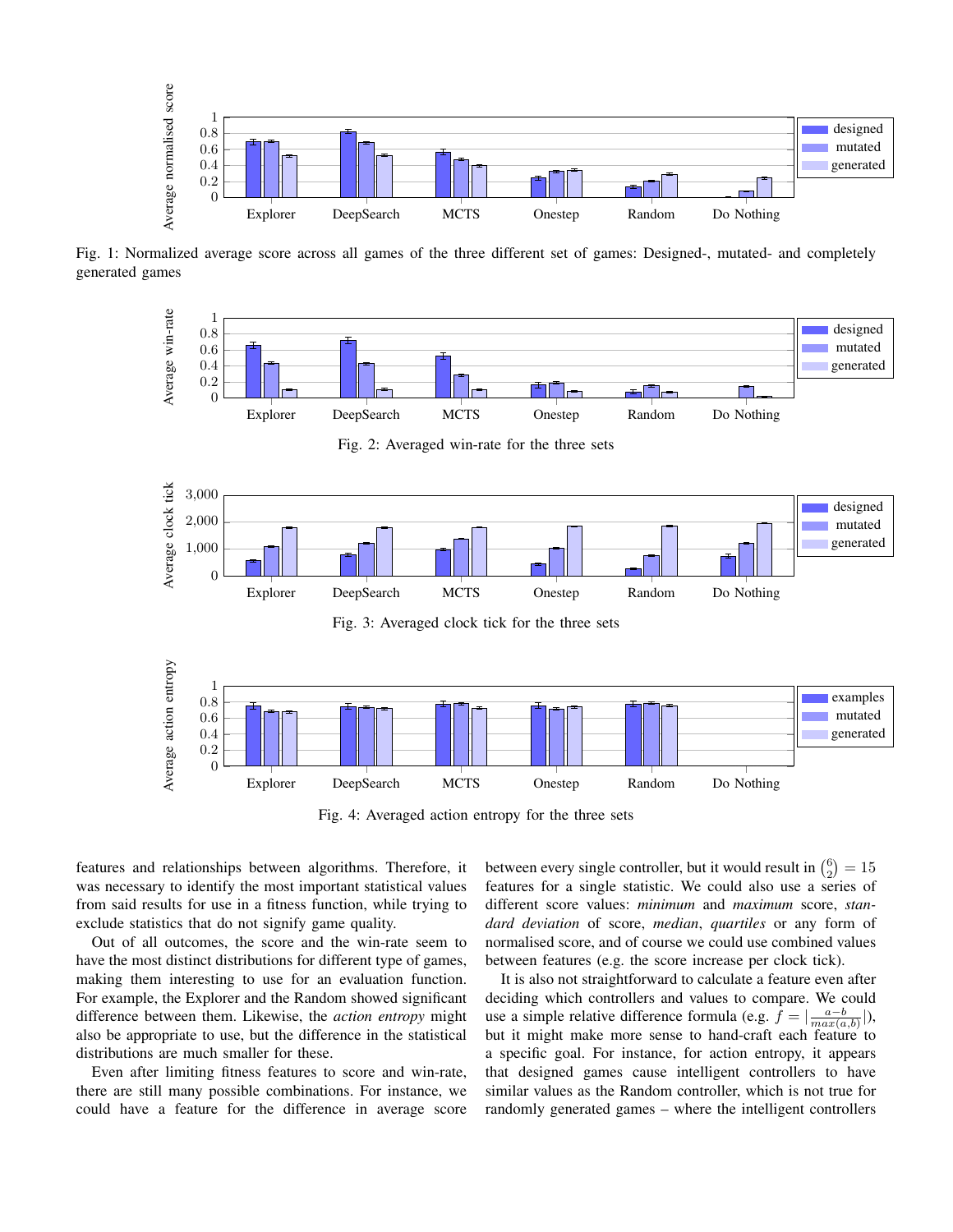Fig. 1: Normalized average score across all games of the three different set of games: Designed-, mutated- and completely generated games

Fig. 2: Averaged win-rate for the three sets

Fig. 3: Averaged clock tick for the three sets

Fig. 4: Averaged action entropy for the three sets

features and relationships between algorithms. Therefore, it was necessary to identify the most important statistical values from said results for use in a fitness function, while trying to exclude statistics that do not signify game quality.

Out of all outcomes, the score and the win-rate seem to have the most distinct distributions for different type of games, making them interesting to use for an evaluation function. For example, the Explorer and the Random showed significant difference between them. Likewise, the *action entropy* might also be appropriate to use, but the difference in the statistical distributions are much smaller for these.

Even after limiting fitness features to score and win-rate, there are still many possible combinations. For instance, we could have a feature for the difference in average score between every single controller, but it would result in $\binom{6}{2} = 15$ features for a single statistic. We could also use a series of different score values: *minimum* and *maximum* score, *standard deviation* of score, *median*, *quartiles* or any form of normalised score, and of course we could use combined values between features (e.g. the score increase per clock tick).

It is also not straightforward to calculate a feature even after deciding which controllers and values to compare. We could use a simple relative difference formula (e.g. $f = |\frac{a-b}{max(a,b)}|$), but it might make more sense to hand-craft each feature to a specific goal. For instance, for action entropy, it appears that designed games cause intelligent controllers to have similar values as the Random controller, which is not true for randomly generated games – where the intelligent controllers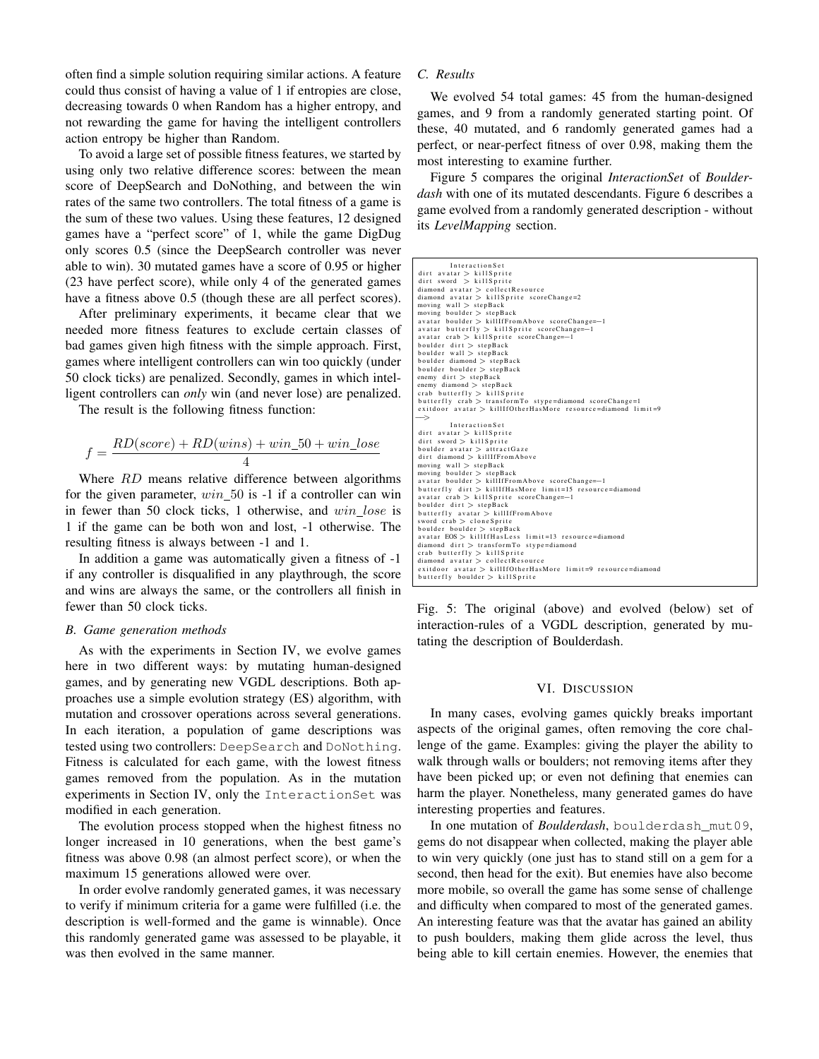often find a simple solution requiring similar actions. A feature could thus consist of having a value of 1 if entropies are close, decreasing towards 0 when Random has a higher entropy, and not rewarding the game for having the intelligent controllers action entropy be higher than Random.

To avoid a large set of possible fitness features, we started by using only two relative difference scores: between the mean score of DeepSearch and DoNothing, and between the win rates of the same two controllers. The total fitness of a game is the sum of these two values. Using these features, 12 designed games have a "perfect score" of 1, while the game DigDug only scores 0.5 (since the DeepSearch controller was never able to win). 30 mutated games have a score of 0.95 or higher (23 have perfect score), while only 4 of the generated games have a fitness above 0.5 (though these are all perfect scores).

After preliminary experiments, it became clear that we needed more fitness features to exclude certain classes of bad games given high fitness with the simple approach. First, games where intelligent controllers can win too quickly (under 50 clock ticks) are penalized. Secondly, games in which intelligent controllers can *only* win (and never lose) are penalized.

The result is the following fitness function:

$$f = \frac{RD(score) + RD(wins) + win\_50 + win\_lose}{4}$$

Where $RD$ means relative difference between algorithms for the given parameter, $win\_50$ is -1 if a controller can win in fewer than 50 clock ticks, 1 otherwise, and $win\_lose$ is 1 if the game can be both won and lost, -1 otherwise. The resulting fitness is always between -1 and 1.

In addition a game was automatically given a fitness of -1 if any controller is disqualified in any playthrough, the score and wins are always the same, or the controllers all finish in fewer than 50 clock ticks.

### B. Game generation methods

As with the experiments in Section IV, we evolve games here in two different ways: by mutating human-designed games, and by generating new VGDL descriptions. Both approaches use a simple evolution strategy (ES) algorithm, with mutation and crossover operations across several generations. In each iteration, a population of game descriptions was tested using two controllers: `DeepSearch` and `DoNothing`. Fitness is calculated for each game, with the lowest fitness games removed from the population. As in the mutation experiments in Section IV, only the `InteractionSet` was modified in each generation.

The evolution process stopped when the highest fitness no longer increased in 10 generations, when the best game's fitness was above 0.98 (an almost perfect score), or when the maximum 15 generations allowed were over.

In order evolve randomly generated games, it was necessary to verify if minimum criteria for a game were fulfilled (i.e. the description is well-formed and the game is winnable). Once this randomly generated game was assessed to be playable, it was then evolved in the same manner.

### C. Results

We evolved 54 total games: 45 from the human-designed games, and 9 from a randomly generated starting point. Of these, 40 mutated, and 6 randomly generated games had a perfect, or near-perfect fitness of over 0.98, making them the most interesting to examine further.

Figure 5 compares the original *InteractionSet* of *Boulderdash* with one of its mutated descendants. Figure 6 describes a game evolved from a randomly generated description - without its *LevelMapping* section.

```
    InteractionSet
dirt avatar > killSprite
dirt sword  > killSprite
diamond avatar > collectResource
diamond avatar > killSprite scoreChange=2
moving wall > stepBack
moving boulder > stepBack
avatar boulder > killIfFromAbove scoreChange=-1
avatar butterfly > killSprite scoreChange=-1
avatar crab > killSprite scoreChange=-1
boulder dirt > stepBack
boulder wall > stepBack
boulder diamond > stepBack
boulder boulder > stepBack
enemy dirt > stepBack
enemy diamond > stepBack
crab butterfly > killSprite
butterfly crab > transformTo stype=diamond scoreChange=1
exitdoor avatar > killIfOtherHasMore resource=diamond limit=9
-->
    InteractionSet
dirt avatar > killSprite
dirt sword > killSprite
boulder avatar > attractGaze
dirt diamond > killIfFromAbove
moving wall > stepBack
moving boulder > stepBack
avatar boulder > killIfFromAbove scoreChange=-1
butterfly dirt > killIfHasMore limit=15 resource=diamond
avatar crab > killSprite scoreChange=-1
boulder dirt > stepBack
butterfly avatar > killIfFromAbove
sword crab > cloneSprite
boulder boulder > stepBack
avatar EOS > killIfHasLess limit=13 resource=diamond
diamond dirt > transformTo stype=diamond
crab butterfly > killSprite
diamond avatar > collectResource
exitdoor avatar > killIfOtherHasMore limit=9 resource=diamond
butterfly boulder > killSprite
```

Fig. 5: The original (above) and evolved (below) set of interaction-rules of a VGDL description, generated by mutating the description of Boulderdash.

## VI. Discussion

In many cases, evolving games quickly breaks important aspects of the original games, often removing the core challenge of the game. Examples: giving the player the ability to walk through walls or boulders; not removing items after they have been picked up; or even not defining that enemies can harm the player. Nonetheless, many generated games do have interesting properties and features.

In one mutation of *Boulderdash*, `boulderdash_mut09`, gems do not disappear when collected, making the player able to win very quickly (one just has to stand still on a gem for a second, then head for the exit). But enemies have also become more mobile, so overall the game has some sense of challenge and difficulty when compared to most of the generated games. An interesting feature was that the avatar has gained an ability to push boulders, making them glide across the level, thus being able to kill certain enemies. However, the enemies that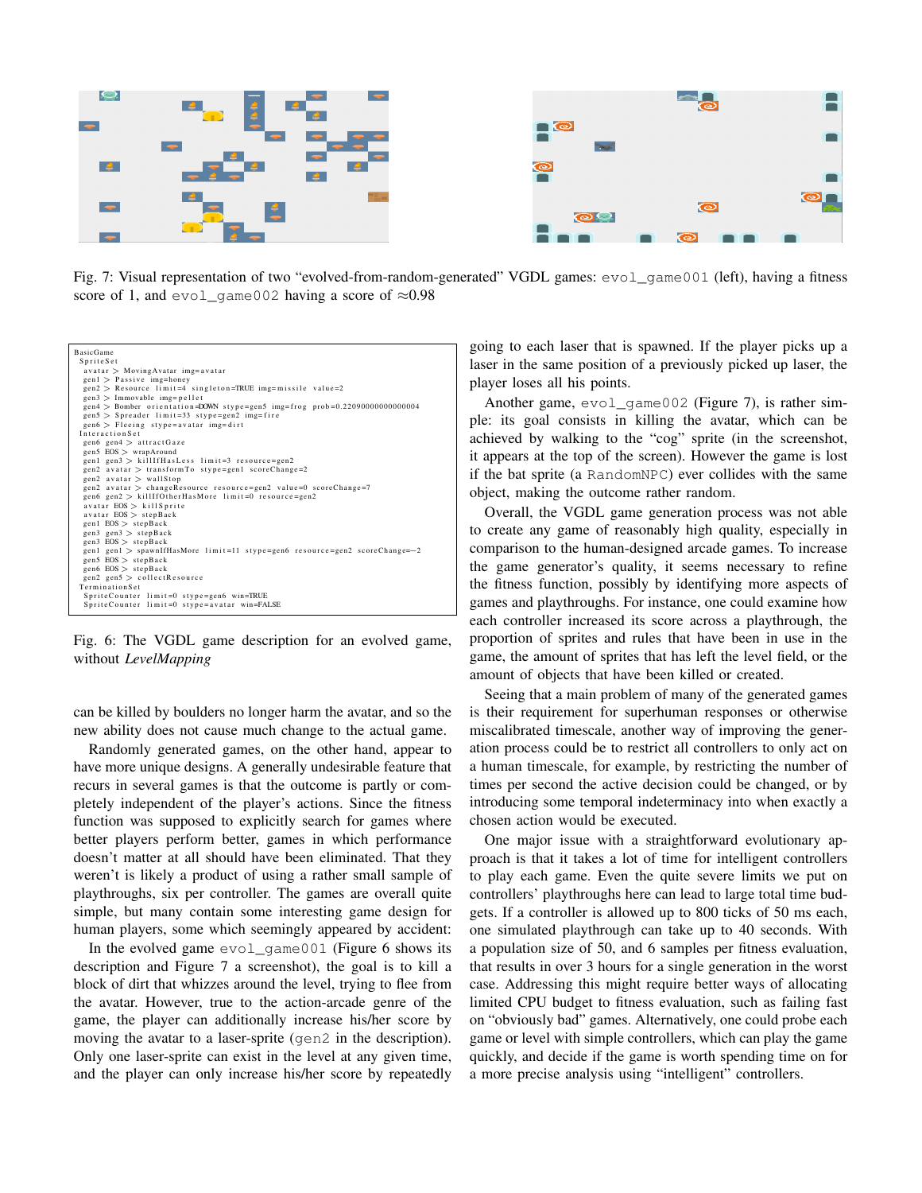Fig. 7: Visual representation of two "evolved-from-random-generated" VGDL games: `evol_game001` (left), having a fitness score of 1, and `evol_game002` having a score of ≈0.98

```
BasicGame
 SpriteSet
  avatar > MovingAvatar img=avatar
  gen1 > Passive img=honey
  gen2 > Resource limit=4 singleton=TRUE img=missile value=2
  gen3 > Immovable img=pellet
  gen4 > Bomber orientation=DOWN stype=gen5 img=frog prob=0.22090000000000004
  gen5 > Spreader limit=33 stype=gen2 img=fire
  gen6 > Fleeing stype=avatar img=dirt
 InteractionSet
  gen6 gen4 > attractGaze
  gen5 EOS > wrapAround
  gen1 gen3 > killIfHasLess limit=3 resource=gen2
  gen2 avatar > transformTo stype=gen1 scoreChange=2
  gen2 avatar > wallStop
  gen2 avatar > changeResource resource=gen2 value=0 scoreChange=7
  gen6 gen2 > killIfOtherHasMore limit=0 resource=gen2
  avatar EOS > killSprite
  avatar EOS > stepBack
  gen1 EOS > stepBack
  gen3 gen3 > stepBack
  gen3 EOS > stepBack
  gen1 gen1 > spawnIfHasMore limit=11 stype=gen6 resource=gen2 scoreChange=-2
  gen5 EOS > stepBack
  gen6 EOS > stepBack
  gen2 gen5 > collectResource
 TerminationSet
  SpriteCounter limit=0 stype=gen6 win=TRUE
  SpriteCounter limit=0 stype=avatar win=FALSE
```

Fig. 6: The VGDL game description for an evolved game, without *LevelMapping*

can be killed by boulders no longer harm the avatar, and so the new ability does not cause much change to the actual game.

Randomly generated games, on the other hand, appear to have more unique designs. A generally undesirable feature that recurs in several games is that the outcome is partly or completely independent of the player's actions. Since the fitness function was supposed to explicitly search for games where better players perform better, games in which performance doesn't matter at all should have been eliminated. That they weren't is likely a product of using a rather small sample of playthroughs, six per controller. The games are overall quite simple, but many contain some interesting game design for human players, some which seemingly appeared by accident:

In the evolved game `evol_game001` (Figure 6 shows its description and Figure 7 a screenshot), the goal is to kill a block of dirt that whizzes around the level, trying to flee from the avatar. However, true to the action-arcade genre of the game, the player can additionally increase his/her score by moving the avatar to a laser-sprite (`gen2` in the description). Only one laser-sprite can exist in the level at any given time, and the player can only increase his/her score by repeatedly going to each laser that is spawned. If the player picks up a laser in the same position of a previously picked up laser, the player loses all his points.

Another game, `evol_game002` (Figure 7), is rather simple: its goal consists in killing the avatar, which can be achieved by walking to the "cog" sprite (in the screenshot, it appears at the top of the screen). However the game is lost if the bat sprite (a `RandomNPC`) ever collides with the same object, making the outcome rather random.

Overall, the VGDL game generation process was not able to create any game of reasonably high quality, especially in comparison to the human-designed arcade games. To increase the game generator's quality, it seems necessary to refine the fitness function, possibly by identifying more aspects of games and playthroughs. For instance, one could examine how each controller increased its score across a playthrough, the proportion of sprites and rules that have been in use in the game, the amount of sprites that has left the level field, or the amount of objects that have been killed or created.

Seeing that a main problem of many of the generated games is their requirement for superhuman responses or otherwise miscalibrated timescale, another way of improving the generation process could be to restrict all controllers to only act on a human timescale, for example, by restricting the number of times per second the active decision could be changed, or by introducing some temporal indeterminacy into when exactly a chosen action would be executed.

One major issue with a straightforward evolutionary approach is that it takes a lot of time for intelligent controllers to play each game. Even the quite severe limits we put on controllers' playthroughs here can lead to large total time budgets. If a controller is allowed up to 800 ticks of 50 ms each, one simulated playthrough can take up to 40 seconds. With a population size of 50, and 6 samples per fitness evaluation, that results in over 3 hours for a single generation in the worst case. Addressing this might require better ways of allocating limited CPU budget to fitness evaluation, such as failing fast on "obviously bad" games. Alternatively, one could probe each game or level with simple controllers, which can play the game quickly, and decide if the game is worth spending time on for a more precise analysis using "intelligent" controllers.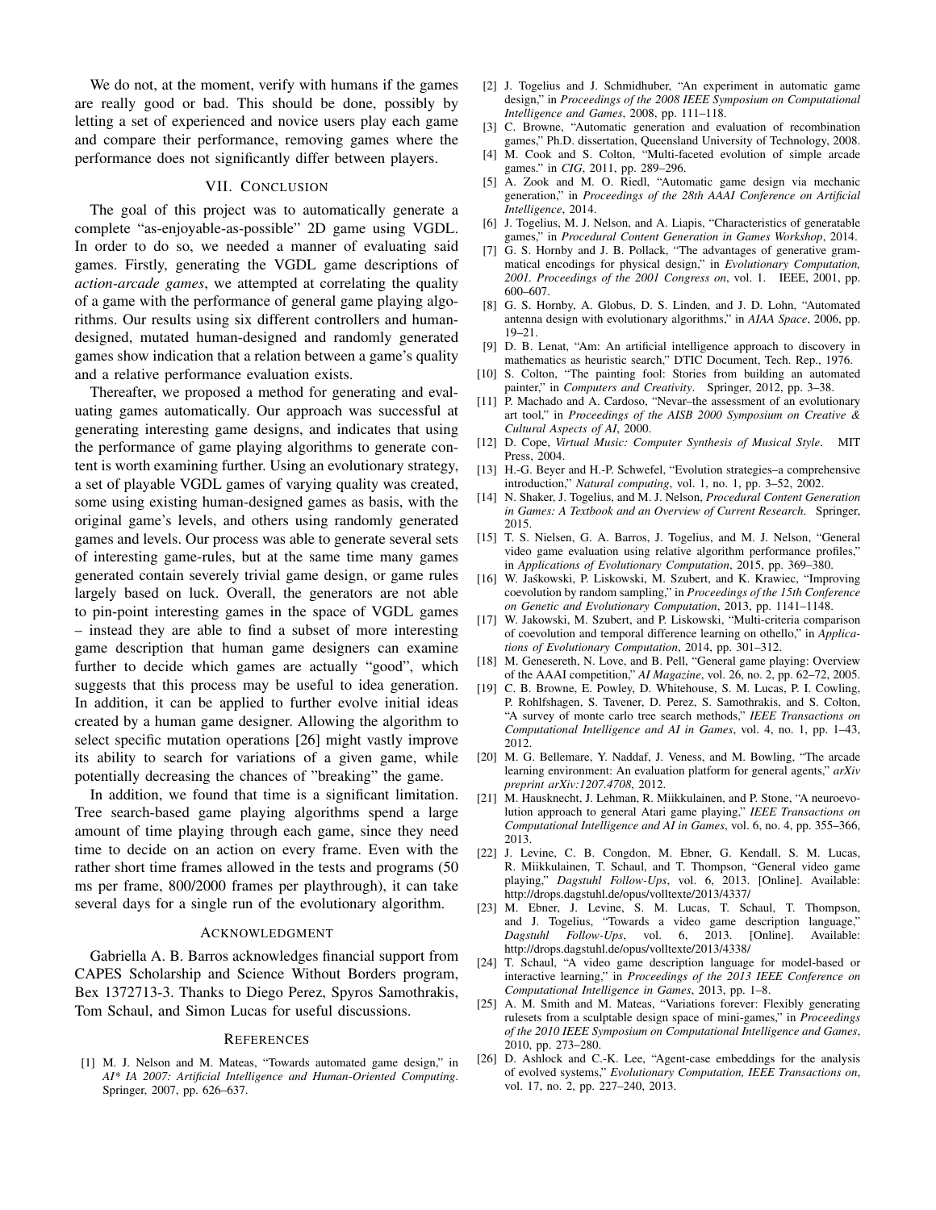We do not, at the moment, verify with humans if the games are really good or bad. This should be done, possibly by letting a set of experienced and novice users play each game and compare their performance, removing games where the performance does not significantly differ between players.

## VII. Conclusion

The goal of this project was to automatically generate a complete "as-enjoyable-as-possible" 2D game using VGDL. In order to do so, we needed a manner of evaluating said games. Firstly, generating the VGDL game descriptions of *action-arcade games*, we attempted at correlating the quality of a game with the performance of general game playing algorithms. Our results using six different controllers and human-designed, mutated human-designed and randomly generated games show indication that a relation between a game's quality and a relative performance evaluation exists.

Thereafter, we proposed a method for generating and evaluating games automatically. Our approach was successful at generating interesting game designs, and indicates that using the performance of game playing algorithms to generate content is worth examining further. Using an evolutionary strategy, a set of playable VGDL games of varying quality was created, some using existing human-designed games as basis, with the original game's levels, and others using randomly generated games and levels. Our process was able to generate several sets of interesting game-rules, but at the same time many games generated contain severely trivial game design, or game rules largely based on luck. Overall, the generators are not able to pin-point interesting games in the space of VGDL games – instead they are able to find a subset of more interesting game description that human game designers can examine further to decide which games are actually "good", which suggests that this process may be useful to idea generation. In addition, it can be applied to further evolve initial ideas created by a human game designer. Allowing the algorithm to select specific mutation operations [26] might vastly improve its ability to search for variations of a given game, while potentially decreasing the chances of "breaking" the game.

In addition, we found that time is a significant limitation. Tree search-based game playing algorithms spend a large amount of time playing through each game, since they need time to decide on an action on every frame. Even with the rather short time frames allowed in the tests and programs (50 ms per frame, 800/2000 frames per playthrough), it can take several days for a single run of the evolutionary algorithm.

## Acknowledgment

Gabriella A. B. Barros acknowledges financial support from CAPES Scholarship and Science Without Borders program, Bex 1372713-3. Thanks to Diego Perez, Spyros Samothrakis, Tom Schaul, and Simon Lucas for useful discussions.

## References

[1] M. J. Nelson and M. Mateas, "Towards automated game design," in *AI\* IA 2007: Artificial Intelligence and Human-Oriented Computing*. Springer, 2007, pp. 626–637.

[2] J. Togelius and J. Schmidhuber, "An experiment in automatic game design," in *Proceedings of the 2008 IEEE Symposium on Computational Intelligence and Games*, 2008, pp. 111–118.

[3] C. Browne, "Automatic generation and evaluation of recombination games," Ph.D. dissertation, Queensland University of Technology, 2008.

[4] M. Cook and S. Colton, "Multi-faceted evolution of simple arcade games." in *CIG*, 2011, pp. 289–296.

[5] A. Zook and M. O. Riedl, "Automatic game design via mechanic generation," in *Proceedings of the 28th AAAI Conference on Artificial Intelligence*, 2014.

[6] J. Togelius, M. J. Nelson, and A. Liapis, "Characteristics of generatable games," in *Procedural Content Generation in Games Workshop*, 2014.

[7] G. S. Hornby and J. B. Pollack, "The advantages of generative grammatical encodings for physical design," in *Evolutionary Computation, 2001. Proceedings of the 2001 Congress on*, vol. 1. IEEE, 2001, pp. 600–607.

[8] G. S. Hornby, A. Globus, D. S. Linden, and J. D. Lohn, "Automated antenna design with evolutionary algorithms," in *AIAA Space*, 2006, pp. 19–21.

[9] D. B. Lenat, "Am: An artificial intelligence approach to discovery in mathematics as heuristic search," DTIC Document, Tech. Rep., 1976.

[10] S. Colton, "The painting fool: Stories from building an automated painter," in *Computers and Creativity*. Springer, 2012, pp. 3–38.

[11] P. Machado and A. Cardoso, "Nevar–the assessment of an evolutionary art tool," in *Proceedings of the AISB 2000 Symposium on Creative & Cultural Aspects of AI*, 2000.

[12] D. Cope, *Virtual Music: Computer Synthesis of Musical Style*. MIT Press, 2004.

[13] H.-G. Beyer and H.-P. Schwefel, "Evolution strategies–a comprehensive introduction," *Natural computing*, vol. 1, no. 1, pp. 3–52, 2002.

[14] N. Shaker, J. Togelius, and M. J. Nelson, *Procedural Content Generation in Games: A Textbook and an Overview of Current Research*. Springer, 2015.

[15] T. S. Nielsen, G. A. Barros, J. Togelius, and M. J. Nelson, "General video game evaluation using relative algorithm performance profiles," in *Applications of Evolutionary Computation*, 2015, pp. 369–380.

[16] W. Jaśkowski, P. Liskowski, M. Szubert, and K. Krawiec, "Improving coevolution by random sampling," in *Proceedings of the 15th Conference on Genetic and Evolutionary Computation*, 2013, pp. 1141–1148.

[17] W. Jakowski, M. Szubert, and P. Liskowski, "Multi-criteria comparison of coevolution and temporal difference learning on othello," in *Applications of Evolutionary Computation*, 2014, pp. 301–312.

[18] M. Genesereth, N. Love, and B. Pell, "General game playing: Overview of the AAAI competition," *AI Magazine*, vol. 26, no. 2, pp. 62–72, 2005.

[19] C. B. Browne, E. Powley, D. Whitehouse, S. M. Lucas, P. I. Cowling, P. Rohlfshagen, S. Tavener, D. Perez, S. Samothrakis, and S. Colton, "A survey of monte carlo tree search methods," *IEEE Transactions on Computational Intelligence and AI in Games*, vol. 4, no. 1, pp. 1–43, 2012.

[20] M. G. Bellemare, Y. Naddaf, J. Veness, and M. Bowling, "The arcade learning environment: An evaluation platform for general agents," *arXiv preprint arXiv:1207.4708*, 2012.

[21] M. Hausknecht, J. Lehman, R. Miikkulainen, and P. Stone, "A neuroevolution approach to general Atari game playing," *IEEE Transactions on Computational Intelligence and AI in Games*, vol. 6, no. 4, pp. 355–366, 2013.

[22] J. Levine, C. B. Congdon, M. Ebner, G. Kendall, S. M. Lucas, R. Miikkulainen, T. Schaul, and T. Thompson, "General video game playing," *Dagstuhl Follow-Ups*, vol. 6, 2013. [Online]. Available: http://drops.dagstuhl.de/opus/volltexte/2013/4337/

[23] M. Ebner, J. Levine, S. M. Lucas, T. Schaul, T. Thompson, and J. Togelius, "Towards a video game description language," *Dagstuhl Follow-Ups*, vol. 6, 2013. [Online]. Available: http://drops.dagstuhl.de/opus/volltexte/2013/4338/

[24] T. Schaul, "A video game description language for model-based or interactive learning," in *Proceedings of the 2013 IEEE Conference on Computational Intelligence in Games*, 2013, pp. 1–8.

[25] A. M. Smith and M. Mateas, "Variations forever: Flexibly generating rulesets from a sculptable design space of mini-games," in *Proceedings of the 2010 IEEE Symposium on Computational Intelligence and Games*, 2010, pp. 273–280.

[26] D. Ashlock and C.-K. Lee, "Agent-case embeddings for the analysis of evolved systems," *Evolutionary Computation, IEEE Transactions on*, vol. 17, no. 2, pp. 227–240, 2013.